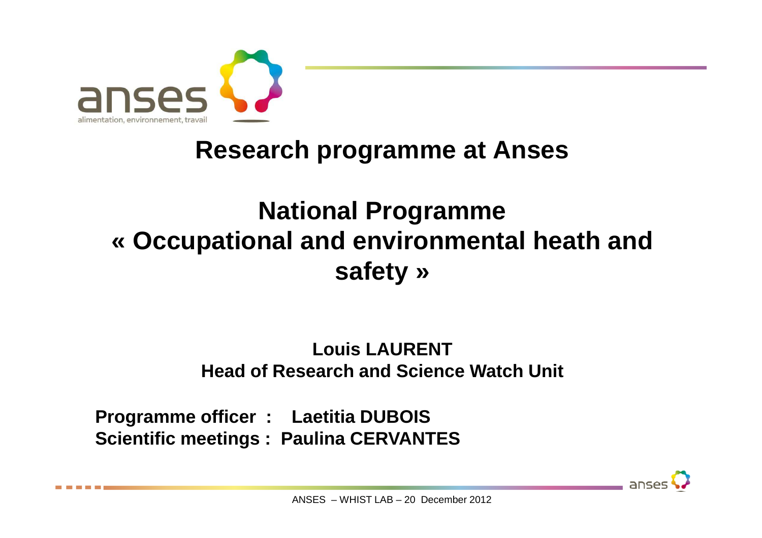anses

alimentation, environnement, travail

# Research programme at Anses

# National Programme « Occupational and environmental heath and safety »

**Louis LAURENT**
**Head of Research and Science Watch Unit**

**Programme officer : Laetitia DUBOIS**
**Scientific meetings : Paulina CERVANTES**

ANSES – WHIST LAB – 20 December 2012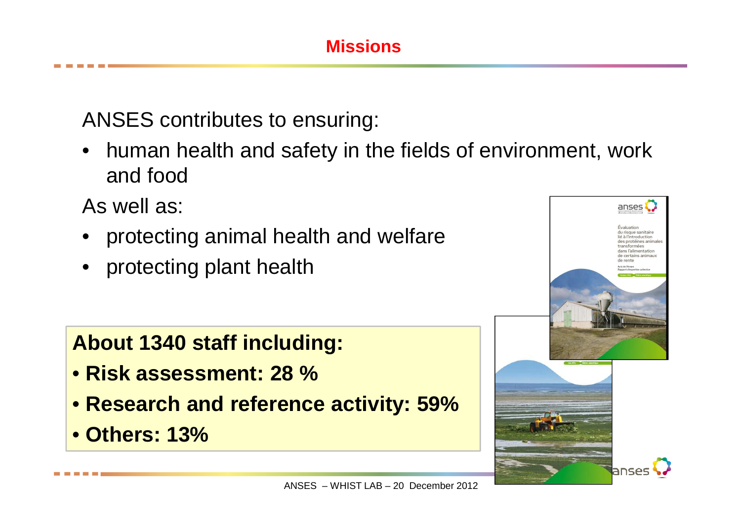# Missions

ANSES contributes to ensuring:

- human health and safety in the fields of environment, work and food

As well as:

- protecting animal health and welfare
- protecting plant health

**About 1340 staff including:**

- **Risk assessment: 28 %**
- **Research and reference activity: 59%**
- **Others: 13%**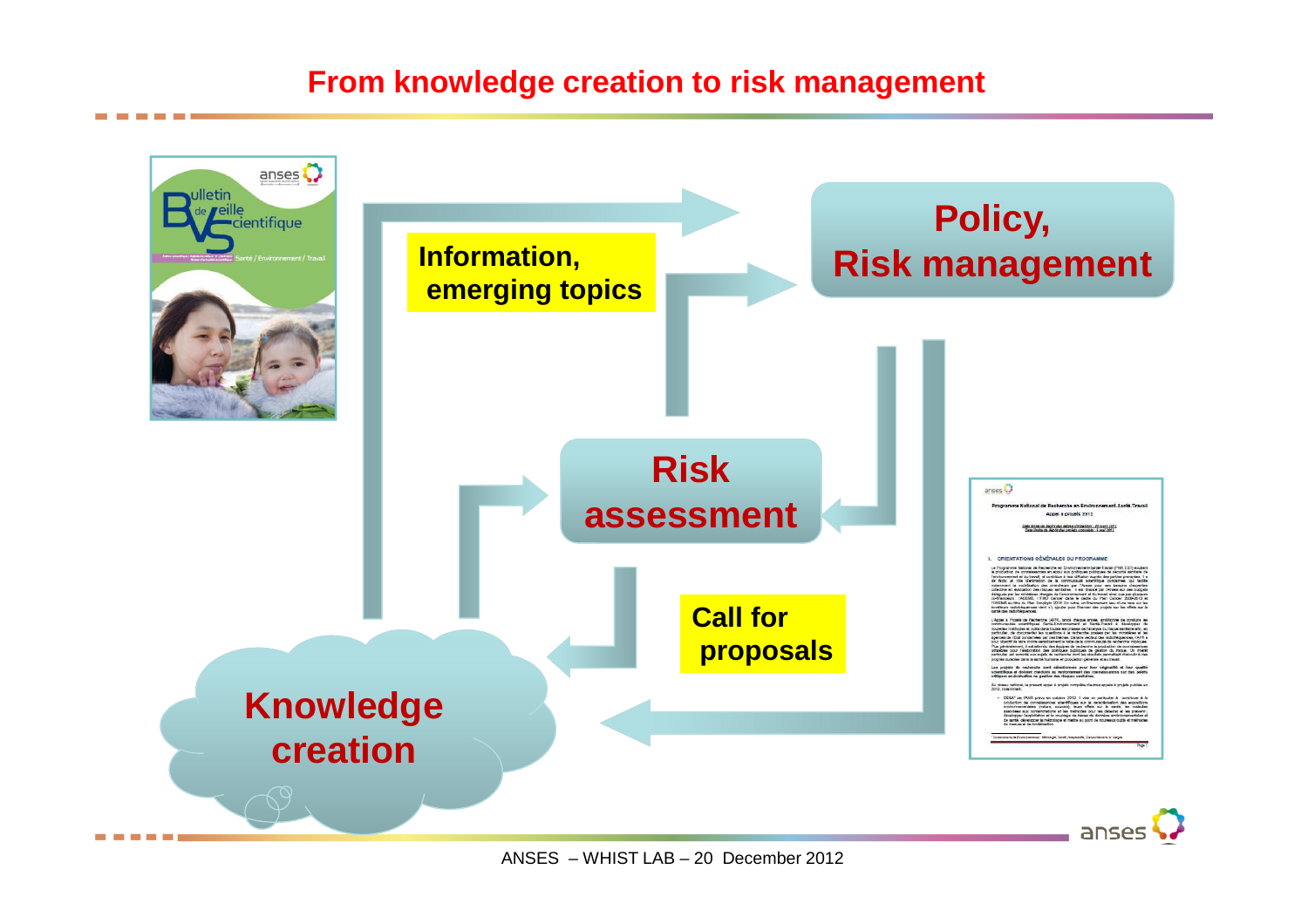# From knowledge creation to risk management

Information, emerging topics

Policy, Risk management

Risk assessment

Call for proposals

Knowledge creation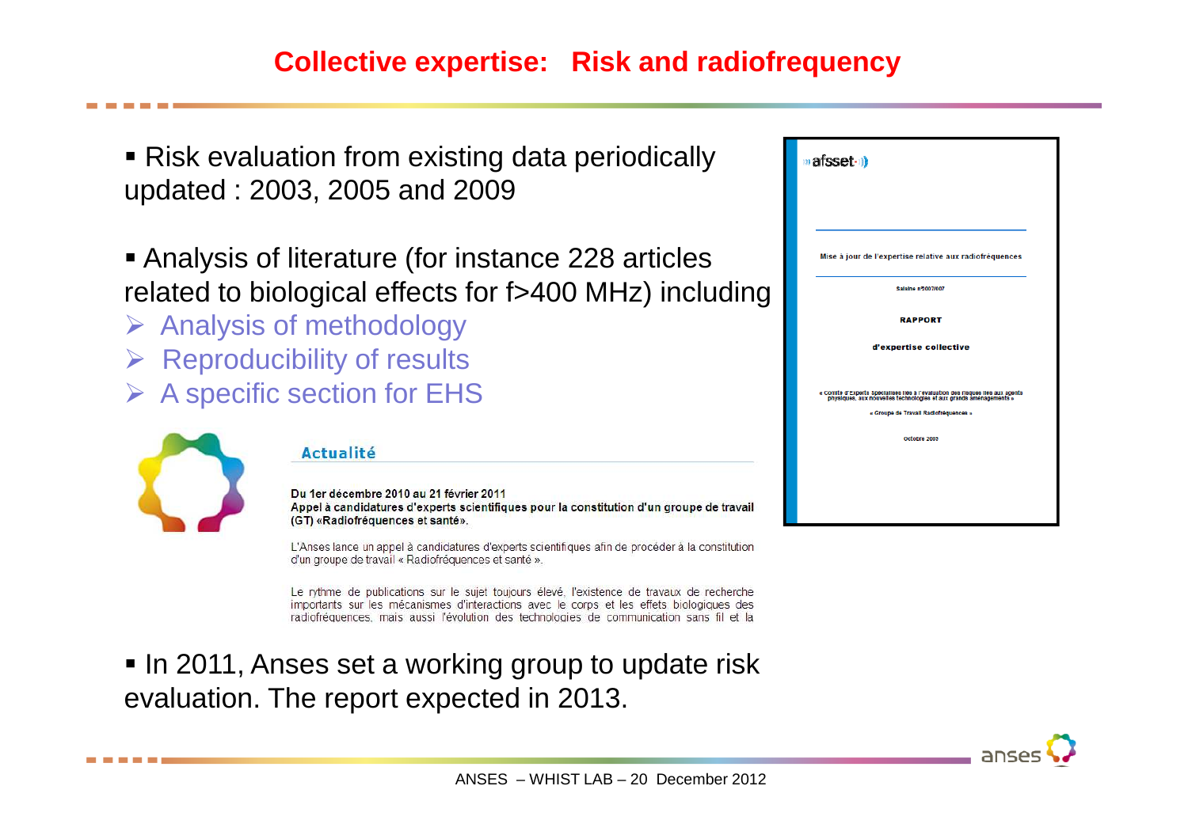# Collective expertise: Risk and radiofrequency

- Risk evaluation from existing data periodically updated : 2003, 2005 and 2009

- Analysis of literature (for instance 228 articles related to biological effects for f>400 MHz) including
  - Analysis of methodology
  - Reproducibility of results
  - A specific section for EHS

**Actualité**

**Du 1er décembre 2010 au 21 février 2011**
**Appel à candidatures d'experts scientifiques pour la constitution d'un groupe de travail (GT) «Radiofréquences et santé».**

L'Anses lance un appel à candidatures d'experts scientifiques afin de procéder à la constitution d'un groupe de travail « Radiofréquences et santé ».

Le rythme de publications sur le sujet toujours élevé, l'existence de travaux de recherche importants sur les mécanismes d'interactions avec le corps et les effets biologiques des radiofréquences, mais aussi l'évolution des technologies de communication sans fil et la

afsset

Mise à jour de l'expertise relative aux radiofréquences

Saisine n°2007/007

**RAPPORT**

**d'expertise collective**

« Comité d'experts spécialisés liés à l'évaluation des risques liés aux agents physiques, aux nouvelles technologies et aux grands aménagements »

« Groupe de Travail Radiofréquences »

Octobre 2009

- In 2011, Anses set a working group to update risk evaluation. The report expected in 2013.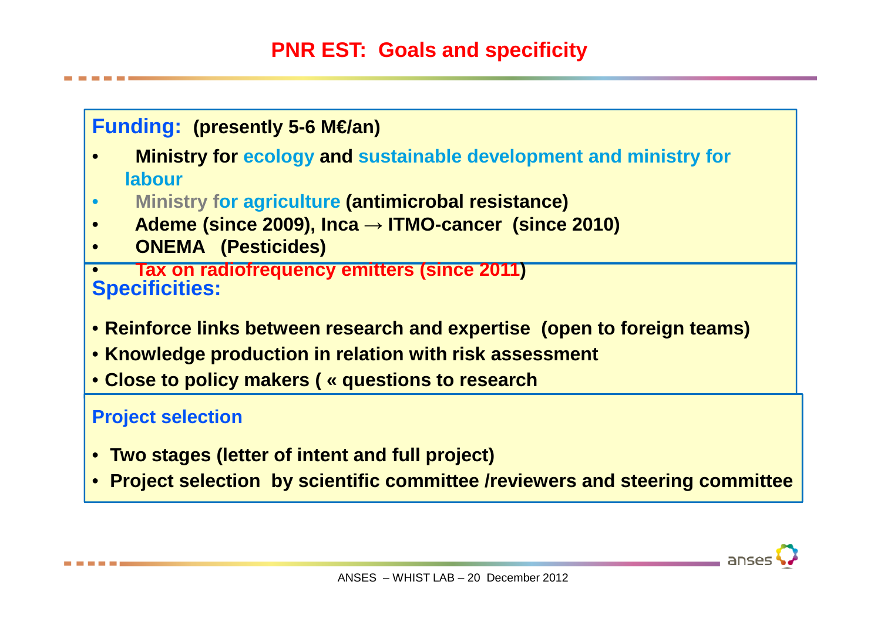# PNR EST: Goals and specificity

**Funding:** **(presently 5-6 M€/an)**

- **Ministry for ecology and sustainable development and ministry for labour**
- **Ministry for agriculture (antimicrobal resistance)**
- **Ademe (since 2009), Inca → ITMO-cancer (since 2010)**
- **ONEMA (Pesticides)**
- **Tax on radiofrequency emitters (since 2011)**

**Specificities:**

- **Reinforce links between research and expertise (open to foreign teams)**
- **Knowledge production in relation with risk assessment**
- **Close to policy makers ( « questions to research**

**Project selection**

- **Two stages (letter of intent and full project)**
- **Project selection by scientific committee /reviewers and steering committee**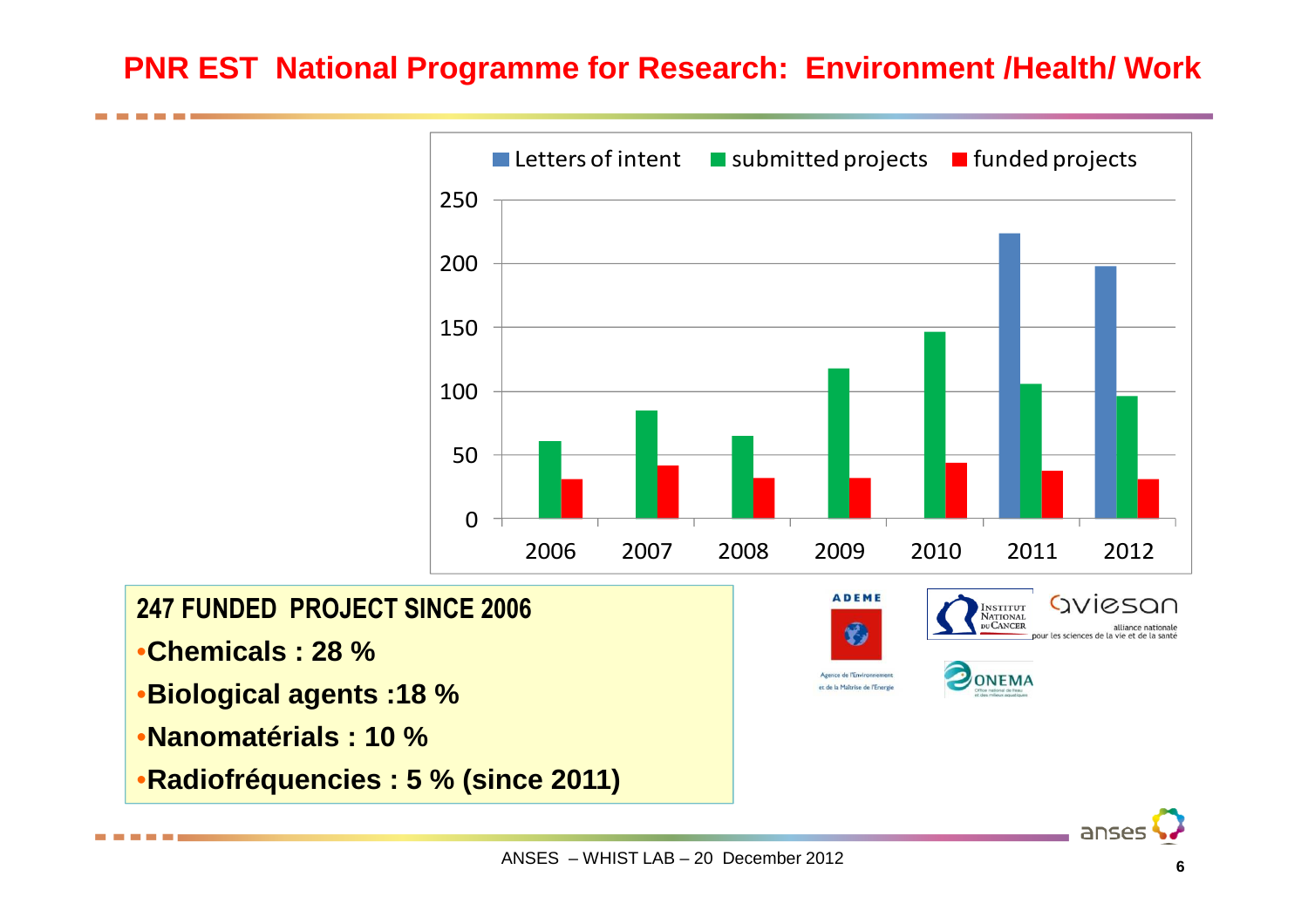# PNR EST National Programme for Research: Environment /Health/ Work

| Year | Letters of intent | submitted projects | funded projects |
|---|---|---|---|
| 2006 | | 61 | 31 |
| 2007 | | 85 | 42 |
| 2008 | | 65 | 32 |
| 2009 | | 118 | 32 |
| 2010 | | 147 | 44 |
| 2011 | 224 | 106 | 38 |
| 2012 | 198 | 96 | 31 |

**247 FUNDED PROJECT SINCE 2006**

- **Chemicals : 28 %**
- **Biological agents :18 %**
- **Nanomatérials : 10 %**
- **Radiofréquencies : 5 % (since 2011)**

ADEME Agence de l'Environnement et de la Maîtrise de l'Energie

Institut National du Cancer

aviesan alliance nationale pour les sciences de la vie et de la santé

ONEMA Office national de l'eau et des milieux aquatiques

ANSES – WHIST LAB – 20 December 2012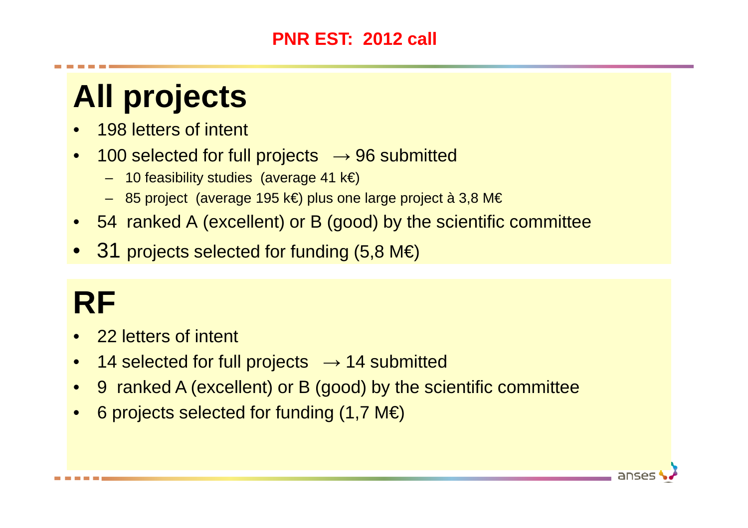PNR EST: 2012 call

# All projects

- 198 letters of intent
- 100 selected for full projects → 96 submitted
  - 10 feasibility studies (average 41 k€)
  - 85 project (average 195 k€) plus one large project à 3,8 M€
- 54 ranked A (excellent) or B (good) by the scientific committee
- 31 projects selected for funding (5,8 M€)

# RF

- 22 letters of intent
- 14 selected for full projects → 14 submitted
- 9 ranked A (excellent) or B (good) by the scientific committee
- 6 projects selected for funding (1,7 M€)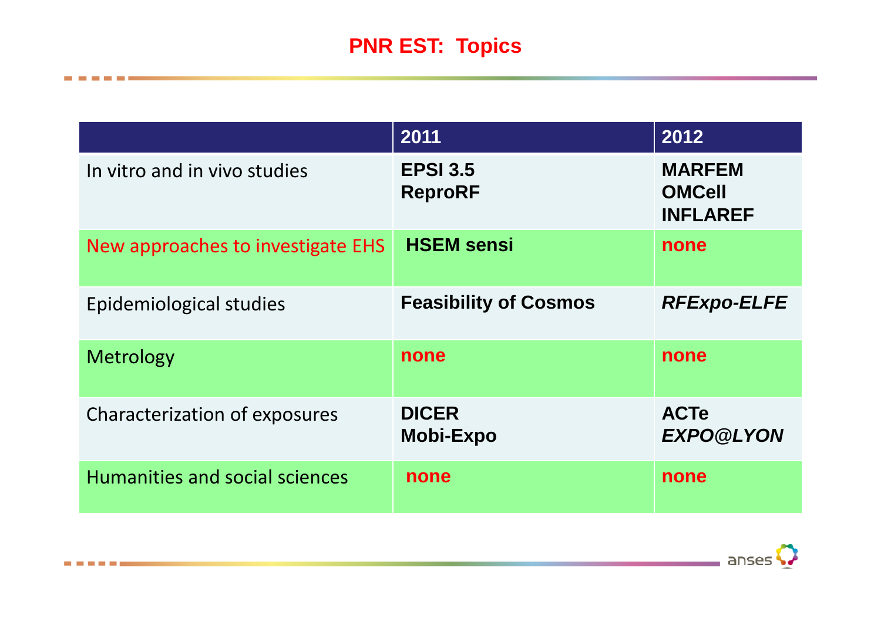# PNR EST: Topics

| | 2011 | 2012 |
|---|---|---|
| In vitro and in vivo studies | **EPSI 3.5**<br>**ReproRF** | **MARFEM**<br>**OMCell**<br>**INFLAREF** |
| New approaches to investigate EHS | **HSEM sensi** | **none** |
| Epidemiological studies | **Feasibility of Cosmos** | ***RFExpo-ELFE*** |
| Metrology | **none** | **none** |
| Characterization of exposures | **DICER**<br>**Mobi-Expo** | **ACTe**<br>***EXPO@LYON*** |
| Humanities and social sciences | **none** | **none** |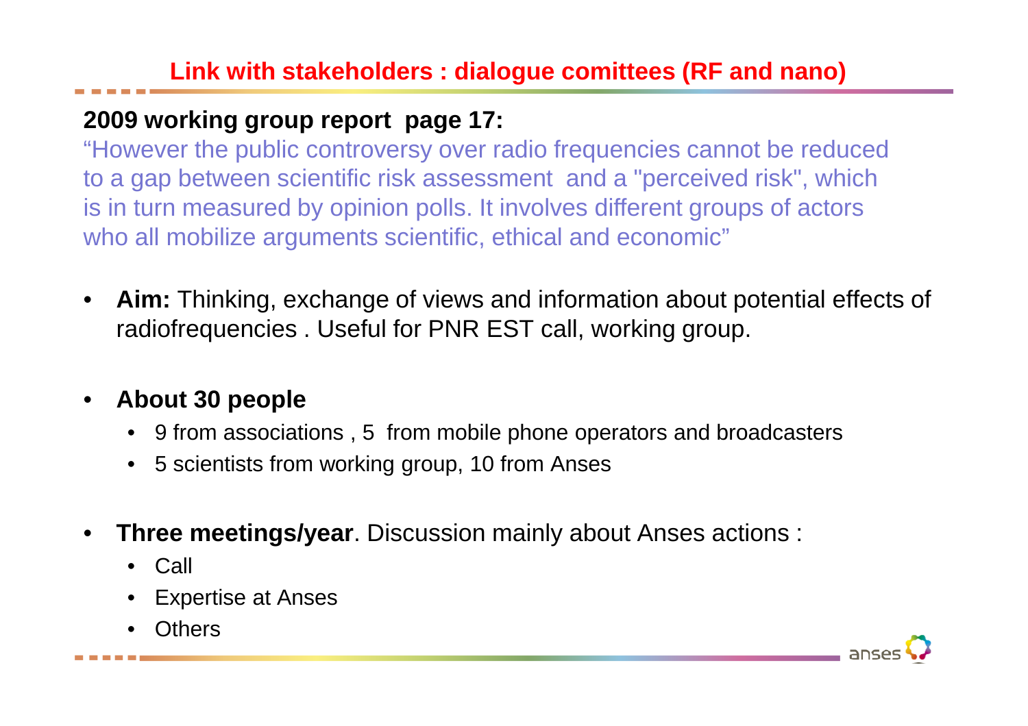## Link with stakeholders : dialogue comittees (RF and nano)

**2009 working group report page 17:**

"However the public controversy over radio frequencies cannot be reduced to a gap between scientific risk assessment and a "perceived risk", which is in turn measured by opinion polls. It involves different groups of actors who all mobilize arguments scientific, ethical and economic"

- **Aim:** Thinking, exchange of views and information about potential effects of radiofrequencies . Useful for PNR EST call, working group.
- **About 30 people**
  - 9 from associations , 5 from mobile phone operators and broadcasters
  - 5 scientists from working group, 10 from Anses
- **Three meetings/year**. Discussion mainly about Anses actions :
  - Call
  - Expertise at Anses
  - Others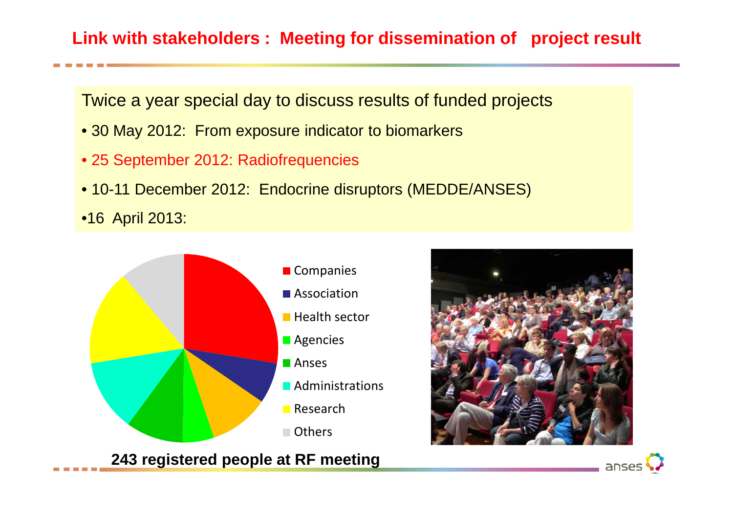## Link with stakeholders : Meeting for dissemination of project result

Twice a year special day to discuss results of funded projects

- 30 May 2012: From exposure indicator to biomarkers
- 25 September 2012: Radiofrequencies
- 10-11 December 2012: Endocrine disruptors (MEDDE/ANSES)
- 16 April 2013:

- Companies
- Association
- Health sector
- Agencies
- Anses
- Administrations
- Research
- Others

**243 registered people at RF meeting**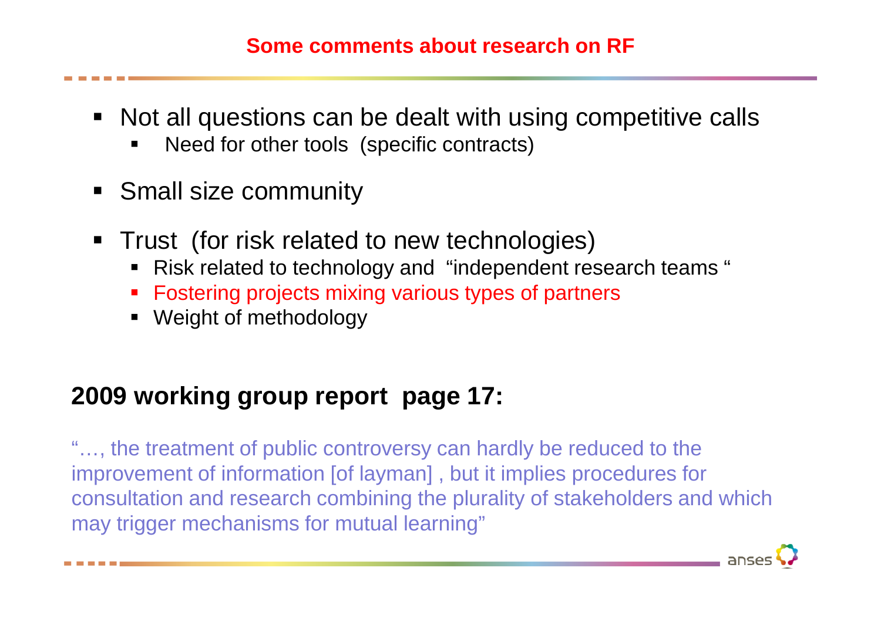# Some comments about research on RF

- Not all questions can be dealt with using competitive calls
  - Need for other tools (specific contracts)
- Small size community
- Trust (for risk related to new technologies)
  - Risk related to technology and "independent research teams "
  - Fostering projects mixing various types of partners
  - Weight of methodology

**2009 working group report page 17:**

"…, the treatment of public controversy can hardly be reduced to the improvement of information [of layman] , but it implies procedures for consultation and research combining the plurality of stakeholders and which may trigger mechanisms for mutual learning"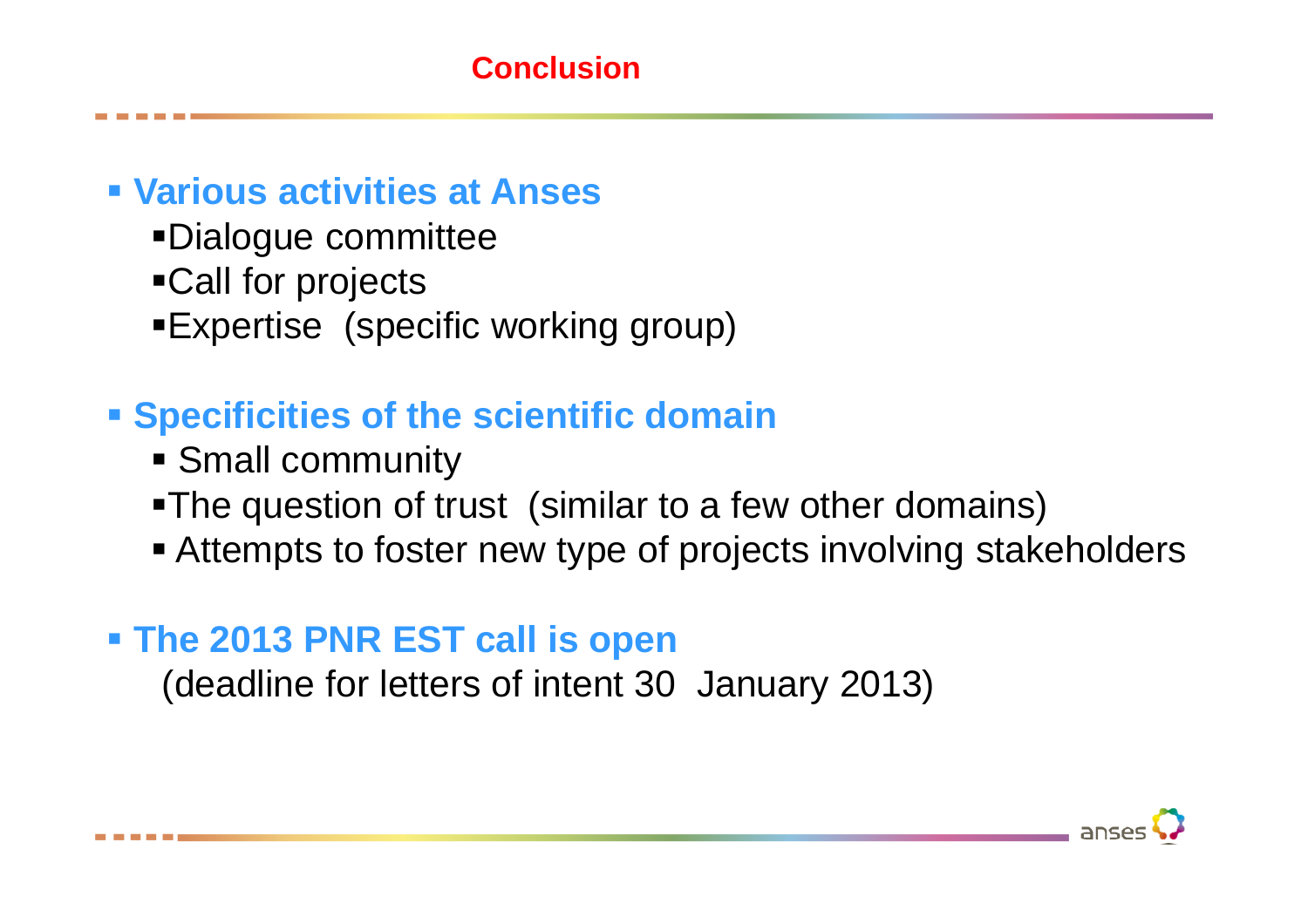# Conclusion

- **Various activities at Anses**
  - Dialogue committee
  - Call for projects
  - Expertise (specific working group)

- **Specificities of the scientific domain**
  - Small community
  - The question of trust (similar to a few other domains)
  - Attempts to foster new type of projects involving stakeholders

- **The 2013 PNR EST call is open**

  (deadline for letters of intent 30 January 2013)